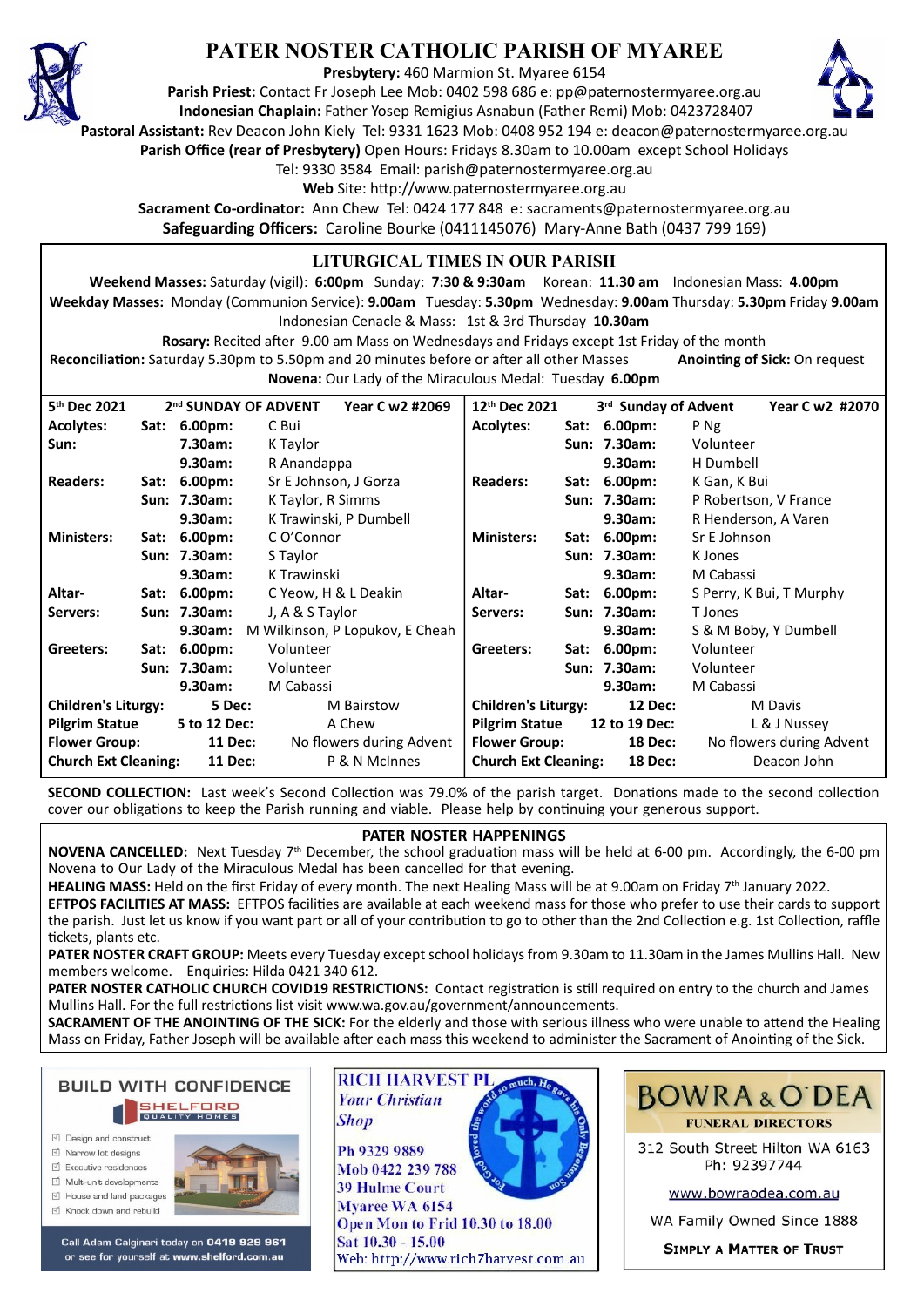# PATER NOSTER CATHOLIC PARISH OF MYAREE

**Presbytery:** 460 Marmion St. Myaree 6154
**Parish Priest:** Contact Fr Joseph Lee Mob: 0402 598 686 e: pp@paternostermyaree.org.au
**Indonesian Chaplain:** Father Yosep Remigius Asnabun (Father Remi) Mob: 0423728407
**Pastoral Assistant:** Rev Deacon John Kiely Tel: 9331 1623 Mob: 0408 952 194 e: deacon@paternostermyaree.org.au
**Parish Office (rear of Presbytery)** Open Hours: Fridays 8.30am to 10.00am except School Holidays
Tel: 9330 3584 Email: parish@paternostermyaree.org.au
**Web** Site: http://www.paternostermyaree.org.au
**Sacrament Co-ordinator:** Ann Chew Tel: 0424 177 848 e: sacraments@paternostermyaree.org.au
**Safeguarding Officers:** Caroline Bourke (0411145076) Mary-Anne Bath (0437 799 169)

## LITURGICAL TIMES IN OUR PARISH

**Weekend Masses:** Saturday (vigil): **6:00pm** Sunday: **7:30 & 9:30am** Korean: **11.30 am** Indonesian Mass: **4.00pm**
**Weekday Masses:** Monday (Communion Service): **9.00am** Tuesday: **5.30pm** Wednesday: **9.00am** Thursday: **5.30pm** Friday **9.00am**
Indonesian Cenacle & Mass: 1st & 3rd Thursday **10.30am**
**Rosary:** Recited after 9.00 am Mass on Wednesdays and Fridays except 1st Friday of the month
**Reconciliation:** Saturday 5.30pm to 5.50pm and 20 minutes before or after all other Masses **Anointing of Sick:** On request
**Novena:** Our Lady of the Miraculous Medal: Tuesday **6.00pm**

| 5th Dec 2021 | | 2nd SUNDAY OF ADVENT | Year C w2 #2069 | 12th Dec 2021 | | 3rd Sunday of Advent | Year C w2 #2070 |
|---|---|---|---|---|---|---|---|
| **Acolytes:** | **Sat: 6.00pm:** | C Bui | | **Acolytes:** | **Sat: 6.00pm:** | P Ng | |
| **Sun:** | **7.30am:** | K Taylor | | | **Sun: 7.30am:** | Volunteer | |
| | **9.30am:** | R Anandappa | | | **9.30am:** | H Dumbell | |
| **Readers:** | **Sat: 6.00pm:** | Sr E Johnson, J Gorza | | **Readers:** | **Sat: 6.00pm:** | K Gan, K Bui | |
| | **Sun: 7.30am:** | K Taylor, R Simms | | | **Sun: 7.30am:** | P Robertson, V France | |
| | **9.30am:** | K Trawinski, P Dumbell | | | **9.30am:** | R Henderson, A Varen | |
| **Ministers:** | **Sat: 6.00pm:** | C O'Connor | | **Ministers:** | **Sat: 6.00pm:** | Sr E Johnson | |
| | **Sun: 7.30am:** | S Taylor | | | **Sun: 7.30am:** | K Jones | |
| | **9.30am:** | K Trawinski | | | **9.30am:** | M Cabassi | |
| **Altar-** | **Sat: 6.00pm:** | C Yeow, H & L Deakin | | **Altar-** | **Sat: 6.00pm:** | S Perry, K Bui, T Murphy | |
| **Servers:** | **Sun: 7.30am:** | J, A & S Taylor | | **Servers:** | **Sun: 7.30am:** | T Jones | |
| | **9.30am:** | M Wilkinson, P Lopukov, E Cheah | | | **9.30am:** | S & M Boby, Y Dumbell | |
| **Greeters:** | **Sat: 6.00pm:** | Volunteer | | **Greeters:** | **Sat: 6.00pm:** | Volunteer | |
| | **Sun: 7.30am:** | Volunteer | | | **Sun: 7.30am:** | Volunteer | |
| | **9.30am:** | M Cabassi | | | **9.30am:** | M Cabassi | |
| **Children's Liturgy:** | **5 Dec:** | M Bairstow | | **Children's Liturgy:** | **12 Dec:** | M Davis | |
| **Pilgrim Statue** | **5 to 12 Dec:** | A Chew | | **Pilgrim Statue** | **12 to 19 Dec:** | L & J Nussey | |
| **Flower Group:** | **11 Dec:** | No flowers during Advent | | **Flower Group:** | **18 Dec:** | No flowers during Advent | |
| **Church Ext Cleaning:** | **11 Dec:** | P & N McInnes | | **Church Ext Cleaning:** | **18 Dec:** | Deacon John | |

**SECOND COLLECTION:** Last week's Second Collection was 79.0% of the parish target. Donations made to the second collection cover our obligations to keep the Parish running and viable. Please help by continuing your generous support.

## PATER NOSTER HAPPENINGS

**NOVENA CANCELLED:** Next Tuesday 7th December, the school graduation mass will be held at 6-00 pm. Accordingly, the 6-00 pm Novena to Our Lady of the Miraculous Medal has been cancelled for that evening.

**HEALING MASS:** Held on the first Friday of every month. The next Healing Mass will be at 9.00am on Friday 7th January 2022.

**EFTPOS FACILITIES AT MASS:** EFTPOS facilities are available at each weekend mass for those who prefer to use their cards to support the parish. Just let us know if you want part or all of your contribution to go to other than the 2nd Collection e.g. 1st Collection, raffle tickets, plants etc.

**PATER NOSTER CRAFT GROUP:** Meets every Tuesday except school holidays from 9.30am to 11.30am in the James Mullins Hall. New members welcome. Enquiries: Hilda 0421 340 612.

**PATER NOSTER CATHOLIC CHURCH COVID19 RESTRICTIONS:** Contact registration is still required on entry to the church and James Mullins Hall. For the full restrictions list visit www.wa.gov.au/government/announcements.

**SACRAMENT OF THE ANOINTING OF THE SICK:** For the elderly and those with serious illness who were unable to attend the Healing Mass on Friday, Father Joseph will be available after each mass this weekend to administer the Sacrament of Anointing of the Sick.

**BUILD WITH CONFIDENCE** — SHELFORD QUALITY HOMES
- Design and construct
- Narrow lot designs
- Executive residences
- Multi-unit developments
- House and land packages
- Knock down and rebuild

Call Adam Calginari today on **0419 929 961** or see for yourself at **www.shelford.com.au**

**RICH HARVEST PL**
*Your Christian Shop*
Ph 9329 9889
Mob 0422 239 788
39 Hulme Court
Myaree WA 6154
Open Mon to Frid 10.30 to 18.00
Sat 10.30 - 15.00
Web: http://www.rich7harvest.com.au

**BOWRA & O'DEA**
FUNERAL DIRECTORS
312 South Street Hilton WA 6163
Ph: 92397744
www.bowraodea.com.au
WA Family Owned Since 1888
SIMPLY A MATTER OF TRUST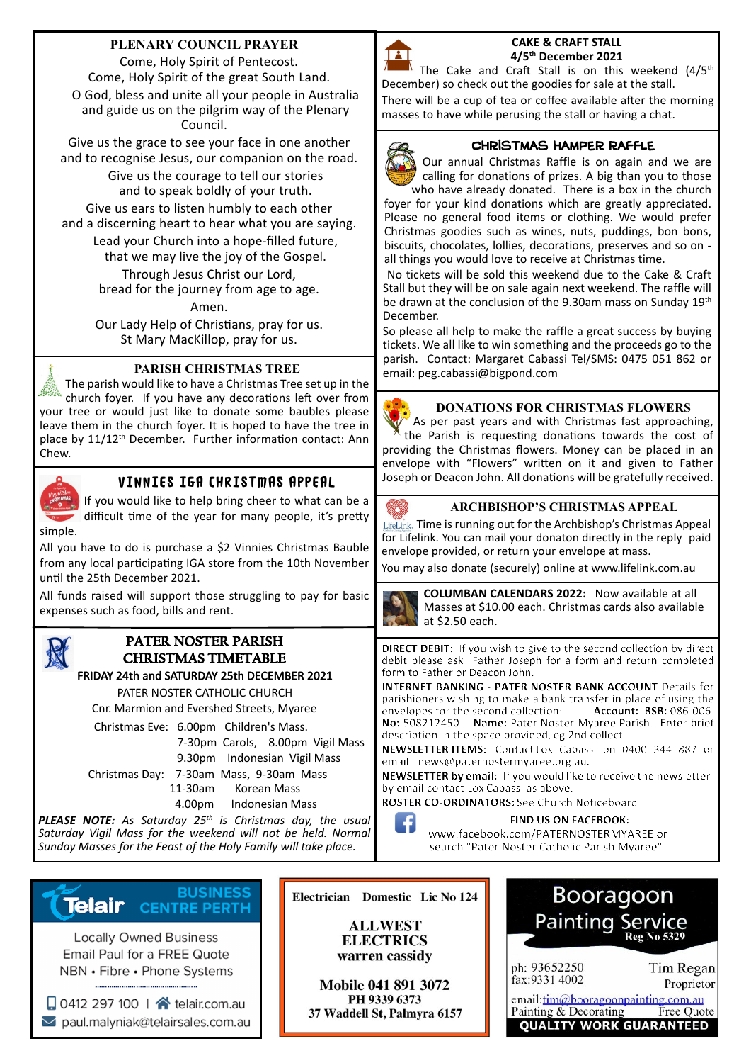## PLENARY COUNCIL PRAYER

Come, Holy Spirit of Pentecost.
Come, Holy Spirit of the great South Land.
O God, bless and unite all your people in Australia and guide us on the pilgrim way of the Plenary Council.
Give us the grace to see your face in one another and to recognise Jesus, our companion on the road.
Give us the courage to tell our stories and to speak boldly of your truth.
Give us ears to listen humbly to each other and a discerning heart to hear what you are saying.
Lead your Church into a hope-filled future, that we may live the joy of the Gospel.
Through Jesus Christ our Lord, bread for the journey from age to age.
Amen.
Our Lady Help of Christians, pray for us.
St Mary MacKillop, pray for us.

## PARISH CHRISTMAS TREE

The parish would like to have a Christmas Tree set up in the church foyer. If you have any decorations left over from your tree or would just like to donate some baubles please leave them in the church foyer. It is hoped to have the tree in place by 11/12th December. Further information contact: Ann Chew.

## VINNIES IGA CHRISTMAS APPEAL

If you would like to help bring cheer to what can be a difficult time of the year for many people, it's pretty simple.

All you have to do is purchase a $2 Vinnies Christmas Bauble from any local participating IGA store from the 10th November until the 25th December 2021.

All funds raised will support those struggling to pay for basic expenses such as food, bills and rent.

## PATER NOSTER PARISH CHRISTMAS TIMETABLE

**FRIDAY 24th and SATURDAY 25th DECEMBER 2021**

PATER NOSTER CATHOLIC CHURCH
Cnr. Marmion and Evershed Streets, Myaree

Christmas Eve: 6.00pm Children's Mass.
7-30pm Carols, 8.00pm Vigil Mass
9.30pm Indonesian Vigil Mass

Christmas Day: 7-30am Mass, 9-30am Mass
11-30am Korean Mass
4.00pm Indonesian Mass

***PLEASE NOTE:*** *As Saturday 25th is Christmas day, the usual Saturday Vigil Mass for the weekend will not be held. Normal Sunday Masses for the Feast of the Holy Family will take place.*

## CAKE & CRAFT STALL
**4/5th December 2021**

The Cake and Craft Stall is on this weekend (4/5th December) so check out the goodies for sale at the stall.

There will be a cup of tea or coffee available after the morning masses to have while perusing the stall or having a chat.

## CHRISTMAS HAMPER RAFFLE

Our annual Christmas Raffle is on again and we are calling for donations of prizes. A big than you to those who have already donated. There is a box in the church foyer for your kind donations which are greatly appreciated. Please no general food items or clothing. We would prefer Christmas goodies such as wines, nuts, puddings, bon bons, biscuits, chocolates, lollies, decorations, preserves and so on - all things you would love to receive at Christmas time.

No tickets will be sold this weekend due to the Cake & Craft Stall but they will be on sale again next weekend. The raffle will be drawn at the conclusion of the 9.30am mass on Sunday 19th December.

So please all help to make the raffle a great success by buying tickets. We all like to win something and the proceeds go to the parish. Contact: Margaret Cabassi Tel/SMS: 0475 051 862 or email: peg.cabassi@bigpond.com

## DONATIONS FOR CHRISTMAS FLOWERS

As per past years and with Christmas fast approaching, the Parish is requesting donations towards the cost of providing the Christmas flowers. Money can be placed in an envelope with "Flowers" written on it and given to Father Joseph or Deacon John. All donations will be gratefully received.

## ARCHBISHOP'S CHRISTMAS APPEAL

Time is running out for the Archbishop's Christmas Appeal for Lifelink. You can mail your donaton directly in the reply paid envelope provided, or return your envelope at mass.

You may also donate (securely) online at www.lifelink.com.au

**COLUMBAN CALENDARS 2022:** Now available at all Masses at $10.00 each. Christmas cards also available at $2.50 each.

**DIRECT DEBIT**: If you wish to give to the second collection by direct debit please ask Father Joseph for a form and return completed form to Father or Deacon John.

**INTERNET BANKING - PATER NOSTER BANK ACCOUNT** Details for parishioners wishing to make a bank transfer in place of using the envelopes for the second collection: **Account: BSB:** 086-006 **No:** 508212450 **Name:** Pater Noster Myaree Parish. Enter brief description in the space provided, eg 2nd collect.

**NEWSLETTER ITEMS:** Contact Lox Cabassi on 0400 344 887 or email: news@paternostermyaree.org.au.

**NEWSLETTER by email:** If you would like to receive the newsletter by email contact Lox Cabassi as above.

**ROSTER CO-ORDINATORS:** See Church Noticeboard

**FIND US ON FACEBOOK:**
www.facebook.com/PATERNOSTERMYAREE or search "Pater Noster Catholic Parish Myaree"

---

**Telair BUSINESS CENTRE PERTH**
Locally Owned Business
Email Paul for a FREE Quote
NBN • Fibre • Phone Systems
0412 297 100 | telair.com.au
paul.malyniak@telairsales.com.au

---

**Electrician Domestic Lic No 124**
**ALLWEST ELECTRICS**
**warren cassidy**
**Mobile 041 891 3072**
**PH 9339 6373**
**37 Waddell St, Palmyra 6157**

---

**Booragoon Painting Service**
**Reg No 5329**
ph: 93652250
fax:9331 4002
Tim Regan
Proprietor
email: tim@booragoonpainting.com.au
Painting & Decorating Free Quote
**QUALITY WORK GUARANTEED**